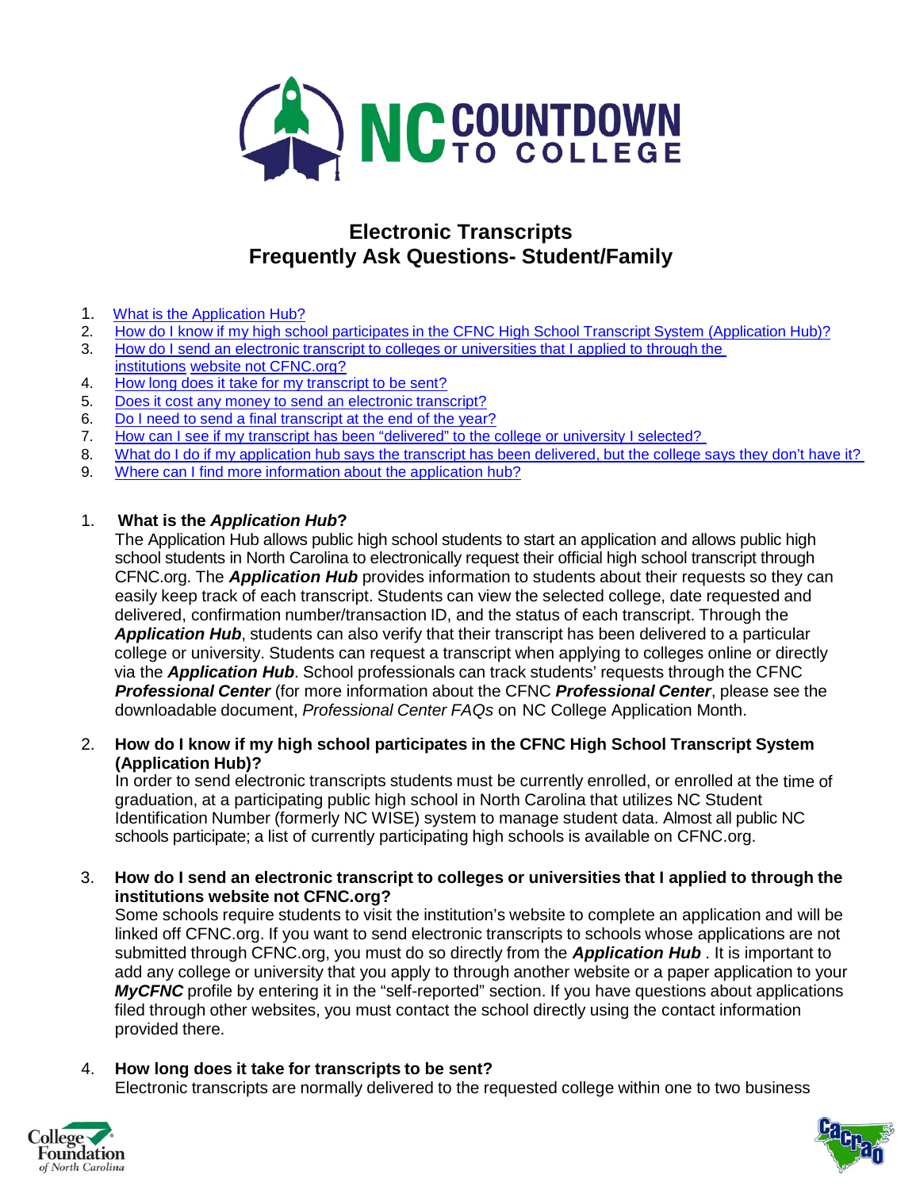# NC COUNTDOWN TO COLLEGE

## Electronic Transcripts
## Frequently Ask Questions- Student/Family

1. What is the Application Hub?
2. How do I know if my high school participates in the CFNC High School Transcript System (Application Hub)?
3. How do I send an electronic transcript to colleges or universities that I applied to through the institutions website not CFNC.org?
4. How long does it take for my transcript to be sent?
5. Does it cost any money to send an electronic transcript?
6. Do I need to send a final transcript at the end of the year?
7. How can I see if my transcript has been "delivered" to the college or university I selected?
8. What do I do if my application hub says the transcript has been delivered, but the college says they don't have it?
9. Where can I find more information about the application hub?

1. **What is the *Application Hub*?**

   The Application Hub allows public high school students to start an application and allows public high school students in North Carolina to electronically request their official high school transcript through CFNC.org. The ***Application Hub*** provides information to students about their requests so they can easily keep track of each transcript. Students can view the selected college, date requested and delivered, confirmation number/transaction ID, and the status of each transcript. Through the ***Application Hub***, students can also verify that their transcript has been delivered to a particular college or university. Students can request a transcript when applying to colleges online or directly via the ***Application Hub***. School professionals can track students' requests through the CFNC ***Professional Center*** (for more information about the CFNC ***Professional Center***, please see the downloadable document, *Professional Center FAQs* on NC College Application Month.

2. **How do I know if my high school participates in the CFNC High School Transcript System (Application Hub)?**

   In order to send electronic transcripts students must be currently enrolled, or enrolled at the time of graduation, at a participating public high school in North Carolina that utilizes NC Student Identification Number (formerly NC WISE) system to manage student data. Almost all public NC schools participate; a list of currently participating high schools is available on CFNC.org.

3. **How do I send an electronic transcript to colleges or universities that I applied to through the institutions website not CFNC.org?**

   Some schools require students to visit the institution's website to complete an application and will be linked off CFNC.org. If you want to send electronic transcripts to schools whose applications are not submitted through CFNC.org, you must do so directly from the ***Application Hub*** . It is important to add any college or university that you apply to through another website or a paper application to your ***MyCFNC*** profile by entering it in the "self-reported" section. If you have questions about applications filed through other websites, you must contact the school directly using the contact information provided there.

4. **How long does it take for transcripts to be sent?**

   Electronic transcripts are normally delivered to the requested college within one to two business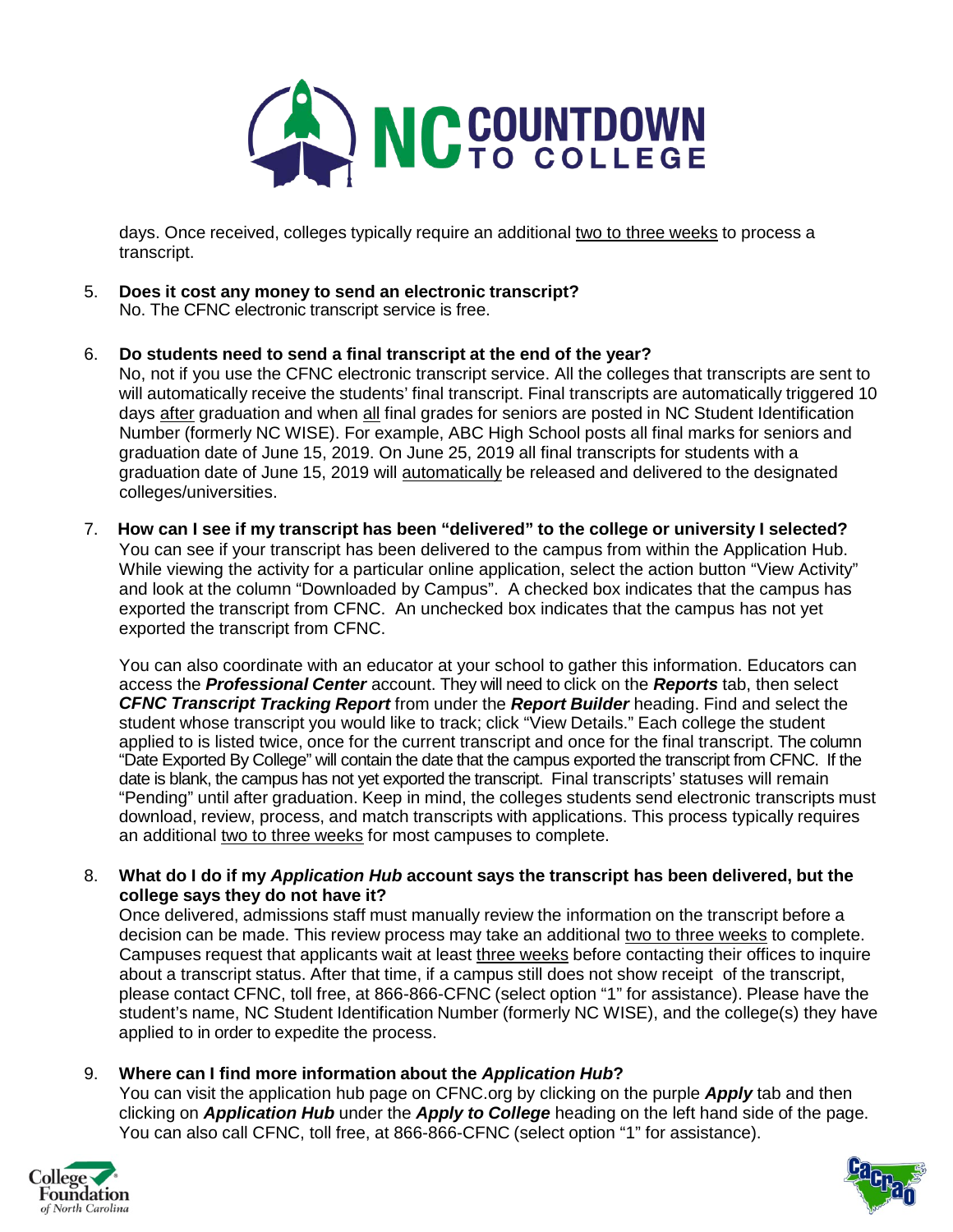days. Once received, colleges typically require an additional two to three weeks to process a transcript.

5. **Does it cost any money to send an electronic transcript?**
   No. The CFNC electronic transcript service is free.

6. **Do students need to send a final transcript at the end of the year?**
   No, not if you use the CFNC electronic transcript service. All the colleges that transcripts are sent to will automatically receive the students' final transcript. Final transcripts are automatically triggered 10 days after graduation and when all final grades for seniors are posted in NC Student Identification Number (formerly NC WISE). For example, ABC High School posts all final marks for seniors and graduation date of June 15, 2019. On June 25, 2019 all final transcripts for students with a graduation date of June 15, 2019 will automatically be released and delivered to the designated colleges/universities.

7. **How can I see if my transcript has been "delivered" to the college or university I selected?**
   You can see if your transcript has been delivered to the campus from within the Application Hub. While viewing the activity for a particular online application, select the action button "View Activity" and look at the column "Downloaded by Campus". A checked box indicates that the campus has exported the transcript from CFNC. An unchecked box indicates that the campus has not yet exported the transcript from CFNC.

   You can also coordinate with an educator at your school to gather this information. Educators can access the ***Professional Center*** account. They will need to click on the ***Reports*** tab, then select ***CFNC Transcript Tracking Report*** from under the ***Report Builder*** heading. Find and select the student whose transcript you would like to track; click "View Details." Each college the student applied to is listed twice, once for the current transcript and once for the final transcript. The column "Date Exported By College" will contain the date that the campus exported the transcript from CFNC. If the date is blank, the campus has not yet exported the transcript. Final transcripts' statuses will remain "Pending" until after graduation. Keep in mind, the colleges students send electronic transcripts must download, review, process, and match transcripts with applications. This process typically requires an additional two to three weeks for most campuses to complete.

8. **What do I do if my *Application Hub* account says the transcript has been delivered, but the college says they do not have it?**
   Once delivered, admissions staff must manually review the information on the transcript before a decision can be made. This review process may take an additional two to three weeks to complete. Campuses request that applicants wait at least three weeks before contacting their offices to inquire about a transcript status. After that time, if a campus still does not show receipt of the transcript, please contact CFNC, toll free, at 866-866-CFNC (select option "1" for assistance). Please have the student's name, NC Student Identification Number (formerly NC WISE), and the college(s) they have applied to in order to expedite the process.

9. **Where can I find more information about the *Application Hub*?**
   You can visit the application hub page on CFNC.org by clicking on the purple ***Apply*** tab and then clicking on ***Application Hub*** under the ***Apply to College*** heading on the left hand side of the page. You can also call CFNC, toll free, at 866-866-CFNC (select option "1" for assistance).